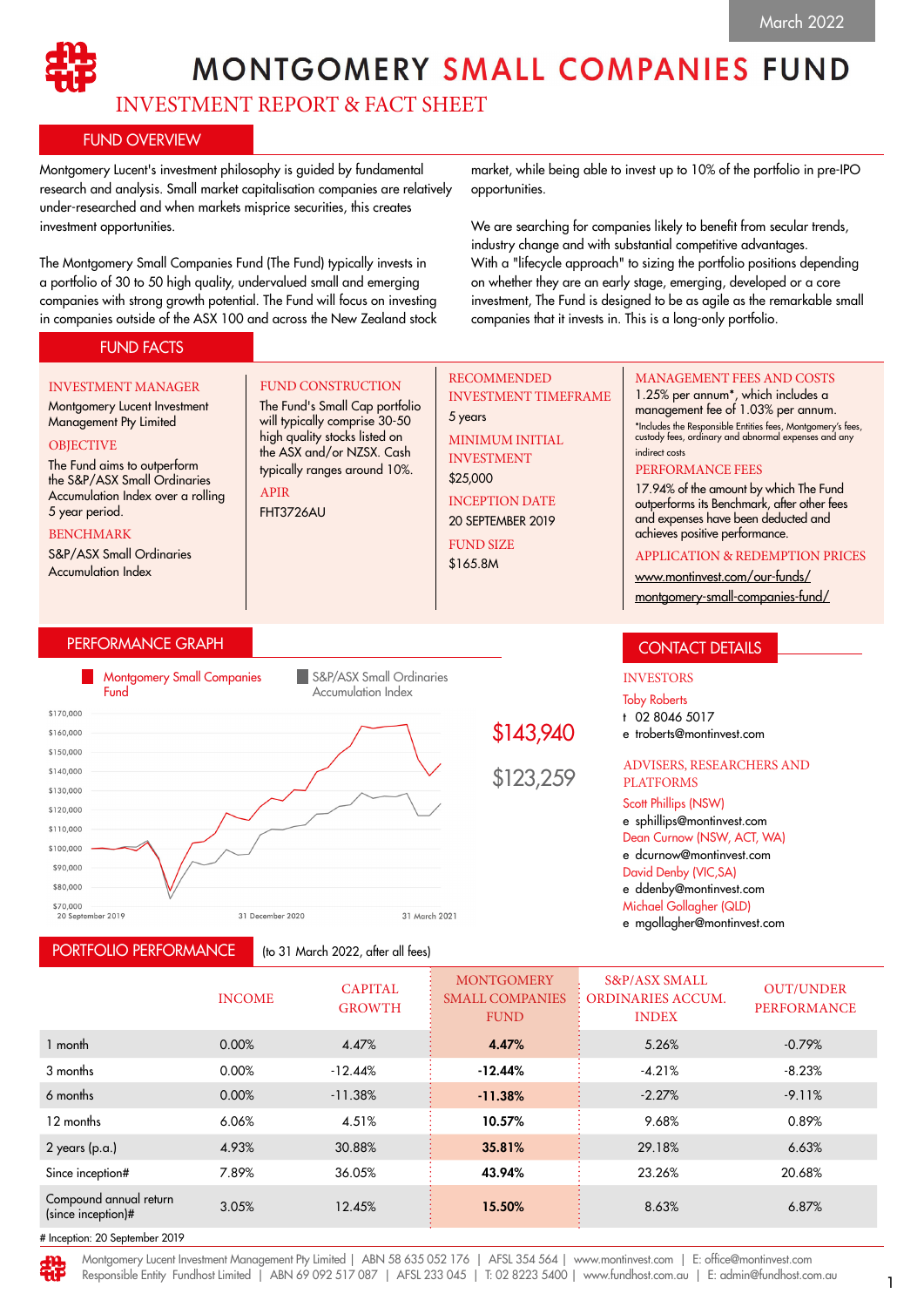March 2022

# MONTGOMERY SMALL COMPANIES FUND

## INVESTMENT REPORT & FACT SHEET

## FUND OVERVIEW

Montgomery Lucent's investment philosophy is guided by fundamental research and analysis. Small market capitalisation companies are relatively under-researched and when markets misprice securities, this creates investment opportunities.

The Montgomery Small Companies Fund (The Fund) typically invests in a portfolio of 30 to 50 high quality, undervalued small and emerging companies with strong growth potential. The Fund will focus on investing in companies outside of the ASX 100 and across the New Zealand stock market, while being able to invest up to 10% of the portfolio in pre-IPO opportunities.

We are searching for companies likely to benefit from secular trends, industry change and with substantial competitive advantages. With a "lifecycle approach" to sizing the portfolio positions depending on whether they are an early stage, emerging, developed or a core investment, The Fund is designed to be as agile as the remarkable small companies that it invests in. This is a long-only portfolio.

## FUND FACTS

**INVESTMENT MANAGER**
Montgomery Lucent Investment Management Pty Limited

**OBJECTIVE**
The Fund aims to outperform the S&P/ASX Small Ordinaries Accumulation Index over a rolling 5 year period.

**BENCHMARK**
S&P/ASX Small Ordinaries Accumulation Index

**FUND CONSTRUCTION**
The Fund's Small Cap portfolio will typically comprise 30-50 high quality stocks listed on the ASX and/or NZSX. Cash typically ranges around 10%.

**APIR**
FHT3726AU

**RECOMMENDED INVESTMENT TIMEFRAME**
5 years

**MINIMUM INITIAL INVESTMENT**
$25,000

**INCEPTION DATE**
20 SEPTEMBER 2019

**FUND SIZE**
$165.8M

**MANAGEMENT FEES AND COSTS**
1.25% per annum*, which includes a management fee of 1.03% per annum.
*Includes the Responsible Entities fees, Montgomery's fees, custody fees, ordinary and abnormal expenses and any indirect costs

**PERFORMANCE FEES**
17.94% of the amount by which The Fund outperforms its Benchmark, after other fees and expenses have been deducted and achieves positive performance.

**APPLICATION & REDEMPTION PRICES**
www.montinvest.com/our-funds/montgomery-small-companies-fund/

## PERFORMANCE GRAPH

Montgomery Small Companies Fund
S&P/ASX Small Ordinaries Accumulation Index

$170,000
$160,000
$150,000
$140,000
$130,000
$120,000
$110,000
$100,000
$90,000
$80,000
$70,000

20 September 2019
31 December 2020
31 March 2021

$143,940
$123,259

## CONTACT DETAILS

**INVESTORS**
Toby Roberts
t 02 8046 5017
e troberts@montinvest.com

**ADVISERS, RESEARCHERS AND PLATFORMS**
Scott Phillips (NSW)
e sphillips@montinvest.com
Dean Curnow (NSW, ACT, WA)
e dcurnow@montinvest.com
David Denby (VIC,SA)
e ddenby@montinvest.com
Michael Gollagher (QLD)
e mgollagher@montinvest.com

## PORTFOLIO PERFORMANCE

(to 31 March 2022, after all fees)

| | INCOME | CAPITAL GROWTH | MONTGOMERY SMALL COMPANIES FUND | S&P/ASX SMALL ORDINARIES ACCUM. INDEX | OUT/UNDER PERFORMANCE |
|---|---|---|---|---|---|
| 1 month | 0.00% | 4.47% | **4.47%** | 5.26% | -0.79% |
| 3 months | 0.00% | -12.44% | **-12.44%** | -4.21% | -8.23% |
| 6 months | 0.00% | -11.38% | **-11.38%** | -2.27% | -9.11% |
| 12 months | 6.06% | 4.51% | **10.57%** | 9.68% | 0.89% |
| 2 years (p.a.) | 4.93% | 30.88% | **35.81%** | 29.18% | 6.63% |
| Since inception# | 7.89% | 36.05% | **43.94%** | 23.26% | 20.68% |
| Compound annual return (since inception)# | 3.05% | 12.45% | **15.50%** | 8.63% | 6.87% |

# Inception: 20 September 2019

Montgomery Lucent Investment Management Pty Limited | ABN 58 635 052 176 | AFSL 354 564 | www.montinvest.com | E: office@montinvest.com
Responsible Entity Fundhost Limited | ABN 69 092 517 087 | AFSL 233 045 | T: 02 8223 5400 | www.fundhost.com.au | E: admin@fundhost.com.au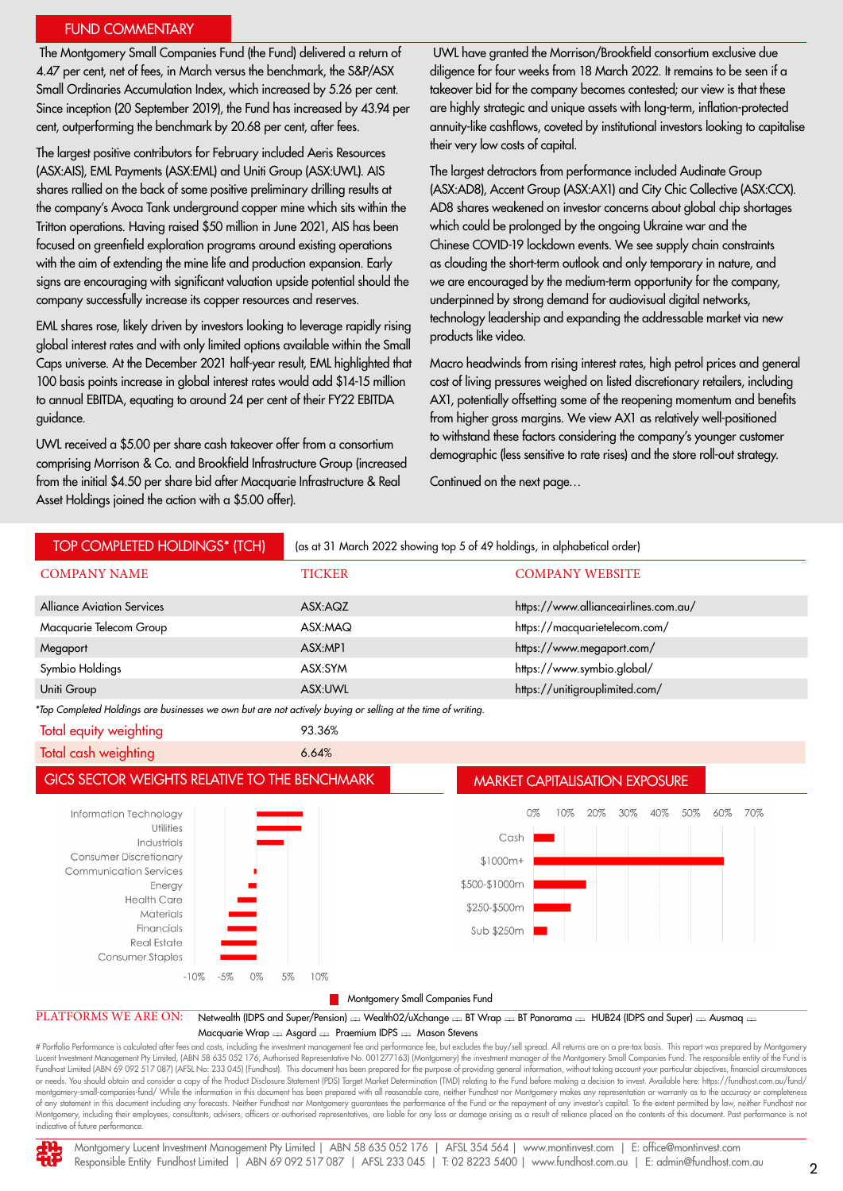## FUND COMMENTARY

The Montgomery Small Companies Fund (the Fund) delivered a return of 4.47 per cent, net of fees, in March versus the benchmark, the S&P/ASX Small Ordinaries Accumulation Index, which increased by 5.26 per cent. Since inception (20 September 2019), the Fund has increased by 43.94 per cent, outperforming the benchmark by 20.68 per cent, after fees.

The largest positive contributors for February included Aeris Resources (ASX:AIS), EML Payments (ASX:EML) and Uniti Group (ASX:UWL). AIS shares rallied on the back of some positive preliminary drilling results at the company's Avoca Tank underground copper mine which sits within the Tritton operations. Having raised $50 million in June 2021, AIS has been focused on greenfield exploration programs around existing operations with the aim of extending the mine life and production expansion. Early signs are encouraging with significant valuation upside potential should the company successfully increase its copper resources and reserves.

EML shares rose, likely driven by investors looking to leverage rapidly rising global interest rates and with only limited options available within the Small Caps universe. At the December 2021 half-year result, EML highlighted that 100 basis points increase in global interest rates would add $14-15 million to annual EBITDA, equating to around 24 per cent of their FY22 EBITDA guidance.

UWL received a $5.00 per share cash takeover offer from a consortium comprising Morrison & Co. and Brookfield Infrastructure Group (increased from the initial $4.50 per share bid after Macquarie Infrastructure & Real Asset Holdings joined the action with a $5.00 offer).

UWL have granted the Morrison/Brookfield consortium exclusive due diligence for four weeks from 18 March 2022. It remains to be seen if a takeover bid for the company becomes contested; our view is that these are highly strategic and unique assets with long-term, inflation-protected annuity-like cashflows, coveted by institutional investors looking to capitalise their very low costs of capital.

The largest detractors from performance included Audinate Group (ASX:AD8), Accent Group (ASX:AX1) and City Chic Collective (ASX:CCX). AD8 shares weakened on investor concerns about global chip shortages which could be prolonged by the ongoing Ukraine war and the Chinese COVID-19 lockdown events. We see supply chain constraints as clouding the short-term outlook and only temporary in nature, and we are encouraged by the medium-term opportunity for the company, underpinned by strong demand for audiovisual digital networks, technology leadership and expanding the addressable market via new products like video.

Macro headwinds from rising interest rates, high petrol prices and general cost of living pressures weighed on listed discretionary retailers, including AX1, potentially offsetting some of the reopening momentum and benefits from higher gross margins. We view AX1 as relatively well-positioned to withstand these factors considering the company's younger customer demographic (less sensitive to rate rises) and the store roll-out strategy.

Continued on the next page…

## TOP COMPLETED HOLDINGS* (TCH)

(as at 31 March 2022 showing top 5 of 49 holdings, in alphabetical order)

| COMPANY NAME | TICKER | COMPANY WEBSITE |
|---|---|---|
| Alliance Aviation Services | ASX:AQZ | https://www.allianceairlines.com.au/ |
| Macquarie Telecom Group | ASX:MAQ | https://macquarietelecom.com/ |
| Megaport | ASX:MP1 | https://www.megaport.com/ |
| Symbio Holdings | ASX:SYM | https://www.symbio.global/ |
| Uniti Group | ASX:UWL | https://unitigrouplimited.com/ |

*Top Completed Holdings are businesses we own but are not actively buying or selling at the time of writing.*

| | |
|---|---|
| Total equity weighting | 93.36% |
| Total cash weighting | 6.64% |

## GICS SECTOR WEIGHTS RELATIVE TO THE BENCHMARK

Information Technology
Utilities
Industrials
Consumer Discretionary
Communication Services
Energy
Health Care
Materials
Financials
Real Estate
Consumer Staples

-10% -5% 0% 5% 10%

Montgomery Small Companies Fund

## MARKET CAPITALISATION EXPOSURE

0% 10% 20% 30% 40% 50% 60% 70%

Cash
$1000m+
$500-$1000m
$250-$500m
Sub $250m

**PLATFORMS WE ARE ON:** Netwealth (IDPS and Super/Pension) | Wealth02/uXchange | BT Wrap | BT Panorama | HUB24 (IDPS and Super) | Ausmaq | Macquarie Wrap | Asgard | Praemium IDPS | Mason Stevens

# Portfolio Performance is calculated after fees and costs, including the investment management fee and performance fee, but excludes the buy/sell spread. All returns are on a pre-tax basis. This report was prepared by Montgomery Lucent Investment Management Pty Limited, (ABN 58 635 052 176, Authorised Representative No. 001277163) (Montgomery) the investment manager of the Montgomery Small Companies Fund. The responsible entity of the Fund is Fundhost Limited (ABN 69 092 517 087) (AFSL No: 233 045) (Fundhost). This document has been prepared for the purpose of providing general information, without taking account your particular objectives, financial circumstances or needs. You should obtain and consider a copy of the Product Disclosure Statement (PDS) Target Market Determination (TMD) relating to the Fund before making a decision to invest. Available here: https://fundhost.com.au/fund/montgomery-small-companies-fund/ While the information in this document has been prepared with all reasonable care, neither Fundhost nor Montgomery makes any representation or warranty as to the accuracy or completeness of any statement in this document including any forecasts. Neither Fundhost nor Montgomery guarantees the performance of the Fund or the repayment of any investor's capital. To the extent permitted by law, neither Fundhost nor Montgomery, including their employees, consultants, advisers, officers or authorised representatives, are liable for any loss or damage arising as a result of reliance placed on the contents of this document. Past performance is not indicative of future performance.

Montgomery Lucent Investment Management Pty Limited | ABN 58 635 052 176 | AFSL 354 564 | www.montinvest.com | E: office@montinvest.com
Responsible Entity Fundhost Limited | ABN 69 092 517 087 | AFSL 233 045 | T: 02 8223 5400 | www.fundhost.com.au | E: admin@fundhost.com.au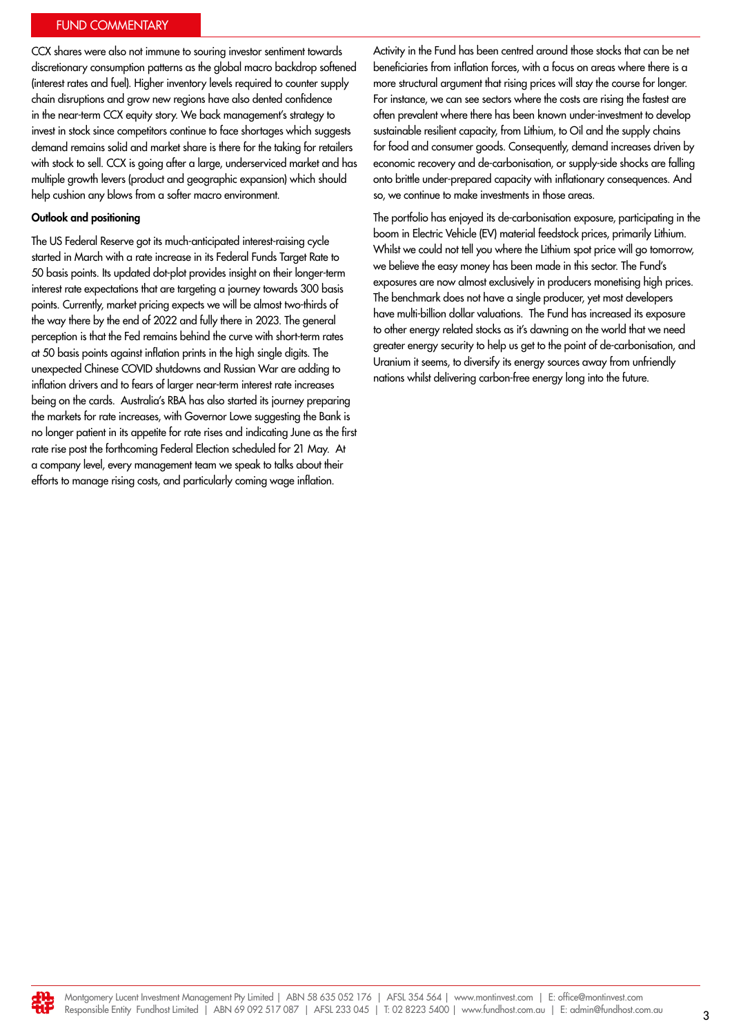CCX shares were also not immune to souring investor sentiment towards discretionary consumption patterns as the global macro backdrop softened (interest rates and fuel). Higher inventory levels required to counter supply chain disruptions and grow new regions have also dented confidence in the near-term CCX equity story. We back management's strategy to invest in stock since competitors continue to face shortages which suggests demand remains solid and market share is there for the taking for retailers with stock to sell. CCX is going after a large, underserviced market and has multiple growth levers (product and geographic expansion) which should help cushion any blows from a softer macro environment.

**Outlook and positioning**

The US Federal Reserve got its much-anticipated interest-raising cycle started in March with a rate increase in its Federal Funds Target Rate to 50 basis points. Its updated dot-plot provides insight on their longer-term interest rate expectations that are targeting a journey towards 300 basis points. Currently, market pricing expects we will be almost two-thirds of the way there by the end of 2022 and fully there in 2023. The general perception is that the Fed remains behind the curve with short-term rates at 50 basis points against inflation prints in the high single digits. The unexpected Chinese COVID shutdowns and Russian War are adding to inflation drivers and to fears of larger near-term interest rate increases being on the cards. Australia's RBA has also started its journey preparing the markets for rate increases, with Governor Lowe suggesting the Bank is no longer patient in its appetite for rate rises and indicating June as the first rate rise post the forthcoming Federal Election scheduled for 21 May. At a company level, every management team we speak to talks about their efforts to manage rising costs, and particularly coming wage inflation.

Activity in the Fund has been centred around those stocks that can be net beneficiaries from inflation forces, with a focus on areas where there is a more structural argument that rising prices will stay the course for longer. For instance, we can see sectors where the costs are rising the fastest are often prevalent where there has been known under-investment to develop sustainable resilient capacity, from Lithium, to Oil and the supply chains for food and consumer goods. Consequently, demand increases driven by economic recovery and de-carbonisation, or supply-side shocks are falling onto brittle under-prepared capacity with inflationary consequences. And so, we continue to make investments in those areas.

The portfolio has enjoyed its de-carbonisation exposure, participating in the boom in Electric Vehicle (EV) material feedstock prices, primarily Lithium. Whilst we could not tell you where the Lithium spot price will go tomorrow, we believe the easy money has been made in this sector. The Fund's exposures are now almost exclusively in producers monetising high prices. The benchmark does not have a single producer, yet most developers have multi-billion dollar valuations. The Fund has increased its exposure to other energy related stocks as it's dawning on the world that we need greater energy security to help us get to the point of de-carbonisation, and Uranium it seems, to diversify its energy sources away from unfriendly nations whilst delivering carbon-free energy long into the future.